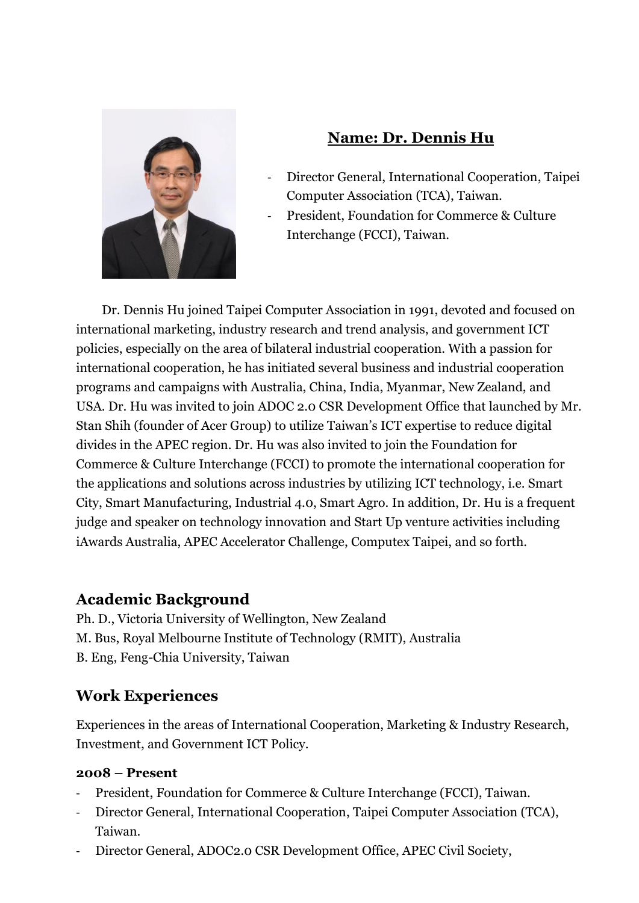## Name: Dr. Dennis Hu

- Director General, International Cooperation, Taipei Computer Association (TCA), Taiwan.
- President, Foundation for Commerce & Culture Interchange (FCCI), Taiwan.

Dr. Dennis Hu joined Taipei Computer Association in 1991, devoted and focused on international marketing, industry research and trend analysis, and government ICT policies, especially on the area of bilateral industrial cooperation. With a passion for international cooperation, he has initiated several business and industrial cooperation programs and campaigns with Australia, China, India, Myanmar, New Zealand, and USA. Dr. Hu was invited to join ADOC 2.0 CSR Development Office that launched by Mr. Stan Shih (founder of Acer Group) to utilize Taiwan's ICT expertise to reduce digital divides in the APEC region. Dr. Hu was also invited to join the Foundation for Commerce & Culture Interchange (FCCI) to promote the international cooperation for the applications and solutions across industries by utilizing ICT technology, i.e. Smart City, Smart Manufacturing, Industrial 4.0, Smart Agro. In addition, Dr. Hu is a frequent judge and speaker on technology innovation and Start Up venture activities including iAwards Australia, APEC Accelerator Challenge, Computex Taipei, and so forth.

## Academic Background

Ph. D., Victoria University of Wellington, New Zealand
M. Bus, Royal Melbourne Institute of Technology (RMIT), Australia
B. Eng, Feng-Chia University, Taiwan

## Work Experiences

Experiences in the areas of International Cooperation, Marketing & Industry Research, Investment, and Government ICT Policy.

**2008 – Present**

- President, Foundation for Commerce & Culture Interchange (FCCI), Taiwan.
- Director General, International Cooperation, Taipei Computer Association (TCA), Taiwan.
- Director General, ADOC2.0 CSR Development Office, APEC Civil Society,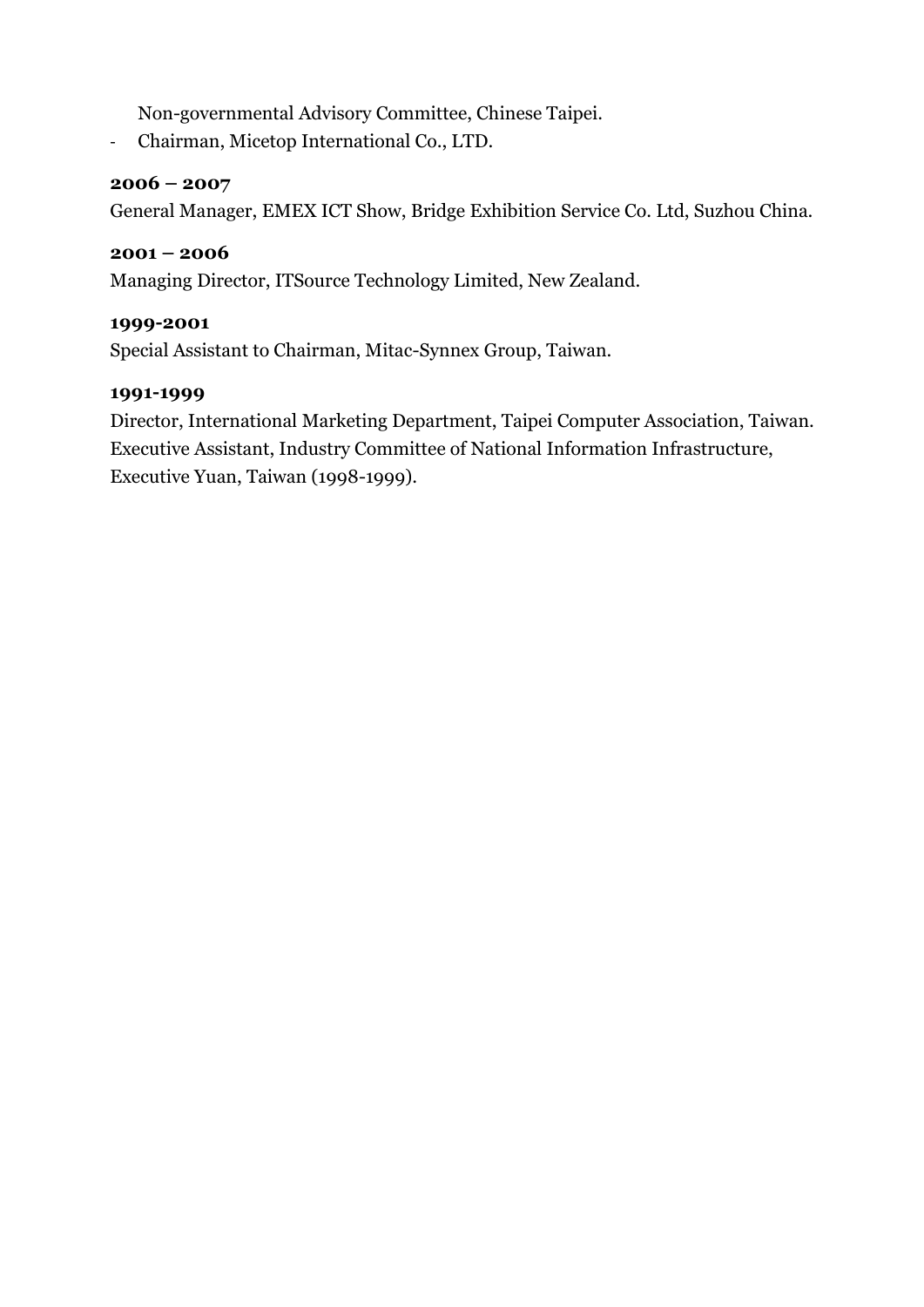Non-governmental Advisory Committee, Chinese Taipei.

- Chairman, Micetop International Co., LTD.

**2006 – 2007**

General Manager, EMEX ICT Show, Bridge Exhibition Service Co. Ltd, Suzhou China.

**2001 – 2006**

Managing Director, ITSource Technology Limited, New Zealand.

**1999-2001**

Special Assistant to Chairman, Mitac-Synnex Group, Taiwan.

**1991-1999**

Director, International Marketing Department, Taipei Computer Association, Taiwan.
Executive Assistant, Industry Committee of National Information Infrastructure, Executive Yuan, Taiwan (1998-1999).